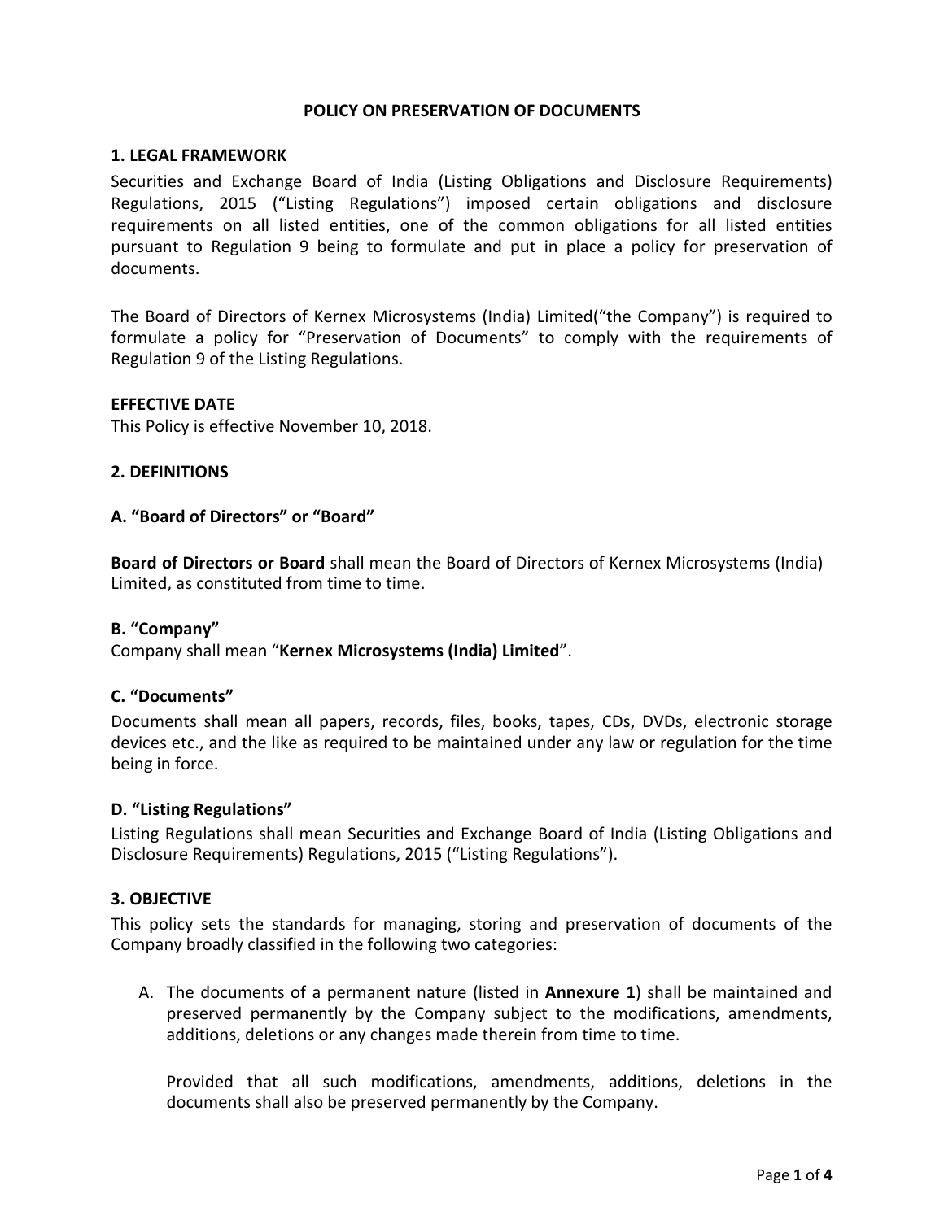# POLICY ON PRESERVATION OF DOCUMENTS

## 1. LEGAL FRAMEWORK

Securities and Exchange Board of India (Listing Obligations and Disclosure Requirements) Regulations, 2015 ("Listing Regulations") imposed certain obligations and disclosure requirements on all listed entities, one of the common obligations for all listed entities pursuant to Regulation 9 being to formulate and put in place a policy for preservation of documents.

The Board of Directors of Kernex Microsystems (India) Limited("the Company") is required to formulate a policy for "Preservation of Documents" to comply with the requirements of Regulation 9 of the Listing Regulations.

## EFFECTIVE DATE

This Policy is effective November 10, 2018.

## 2. DEFINITIONS

### A. "Board of Directors" or "Board"

**Board of Directors or Board** shall mean the Board of Directors of Kernex Microsystems (India) Limited, as constituted from time to time.

### B. "Company"

Company shall mean "**Kernex Microsystems (India) Limited**".

### C. "Documents"

Documents shall mean all papers, records, files, books, tapes, CDs, DVDs, electronic storage devices etc., and the like as required to be maintained under any law or regulation for the time being in force.

### D. "Listing Regulations"

Listing Regulations shall mean Securities and Exchange Board of India (Listing Obligations and Disclosure Requirements) Regulations, 2015 ("Listing Regulations").

## 3. OBJECTIVE

This policy sets the standards for managing, storing and preservation of documents of the Company broadly classified in the following two categories:

A. The documents of a permanent nature (listed in **Annexure 1**) shall be maintained and preserved permanently by the Company subject to the modifications, amendments, additions, deletions or any changes made therein from time to time.

   Provided that all such modifications, amendments, additions, deletions in the documents shall also be preserved permanently by the Company.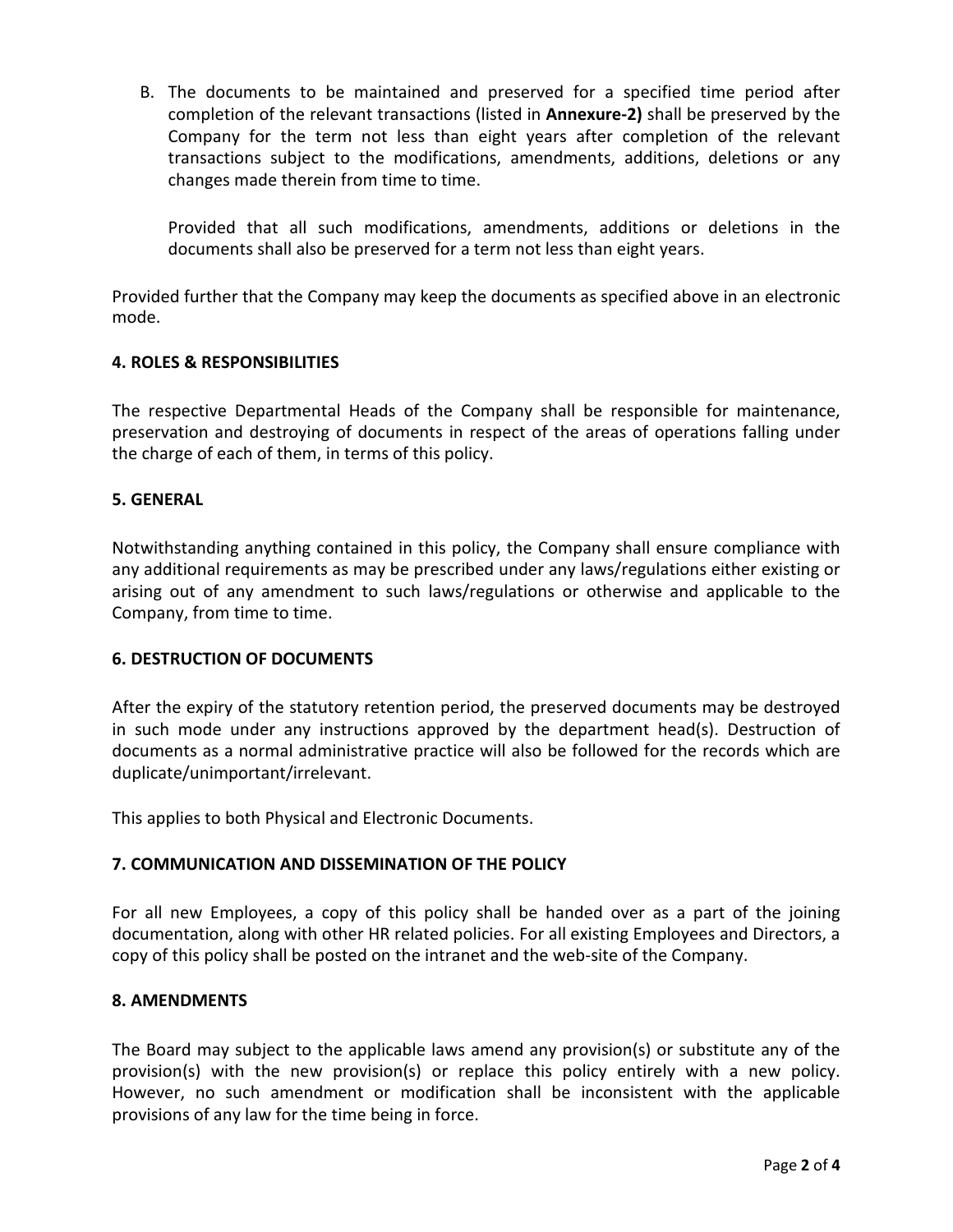B. The documents to be maintained and preserved for a specified time period after completion of the relevant transactions (listed in **Annexure-2)** shall be preserved by the Company for the term not less than eight years after completion of the relevant transactions subject to the modifications, amendments, additions, deletions or any changes made therein from time to time.

   Provided that all such modifications, amendments, additions or deletions in the documents shall also be preserved for a term not less than eight years.

Provided further that the Company may keep the documents as specified above in an electronic mode.

**4. ROLES & RESPONSIBILITIES**

The respective Departmental Heads of the Company shall be responsible for maintenance, preservation and destroying of documents in respect of the areas of operations falling under the charge of each of them, in terms of this policy.

**5. GENERAL**

Notwithstanding anything contained in this policy, the Company shall ensure compliance with any additional requirements as may be prescribed under any laws/regulations either existing or arising out of any amendment to such laws/regulations or otherwise and applicable to the Company, from time to time.

**6. DESTRUCTION OF DOCUMENTS**

After the expiry of the statutory retention period, the preserved documents may be destroyed in such mode under any instructions approved by the department head(s). Destruction of documents as a normal administrative practice will also be followed for the records which are duplicate/unimportant/irrelevant.

This applies to both Physical and Electronic Documents.

**7. COMMUNICATION AND DISSEMINATION OF THE POLICY**

For all new Employees, a copy of this policy shall be handed over as a part of the joining documentation, along with other HR related policies. For all existing Employees and Directors, a copy of this policy shall be posted on the intranet and the web-site of the Company.

**8. AMENDMENTS**

The Board may subject to the applicable laws amend any provision(s) or substitute any of the provision(s) with the new provision(s) or replace this policy entirely with a new policy. However, no such amendment or modification shall be inconsistent with the applicable provisions of any law for the time being in force.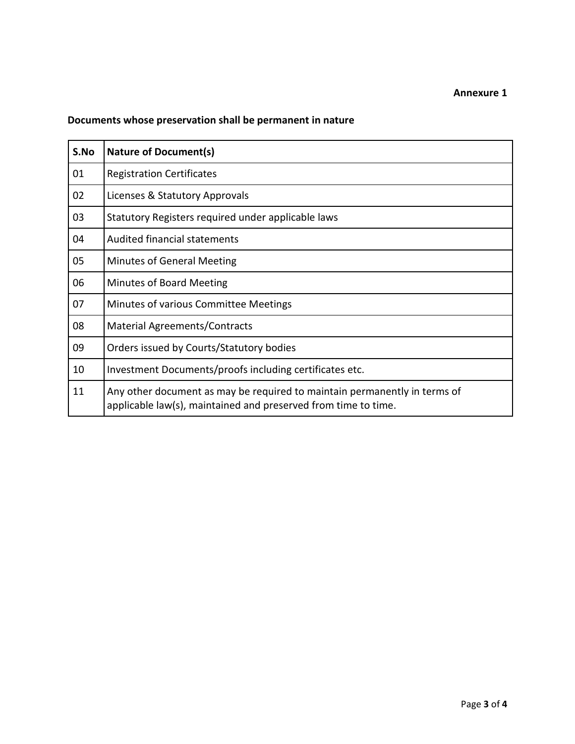**Annexure 1**

**Documents whose preservation shall be permanent in nature**

| S.No | Nature of Document(s) |
|---|---|
| 01 | Registration Certificates |
| 02 | Licenses & Statutory Approvals |
| 03 | Statutory Registers required under applicable laws |
| 04 | Audited financial statements |
| 05 | Minutes of General Meeting |
| 06 | Minutes of Board Meeting |
| 07 | Minutes of various Committee Meetings |
| 08 | Material Agreements/Contracts |
| 09 | Orders issued by Courts/Statutory bodies |
| 10 | Investment Documents/proofs including certificates etc. |
| 11 | Any other document as may be required to maintain permanently in terms of applicable law(s), maintained and preserved from time to time. |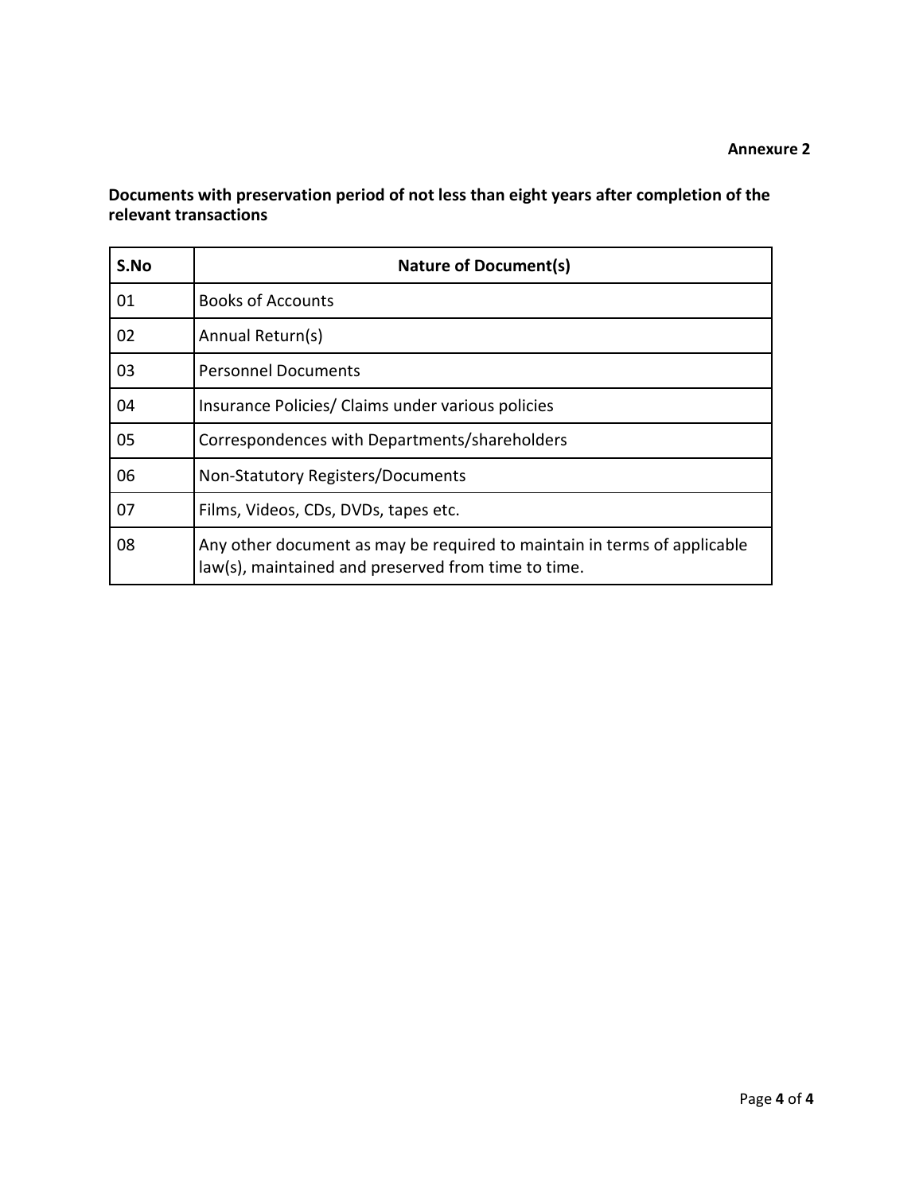**Annexure 2**

**Documents with preservation period of not less than eight years after completion of the relevant transactions**

| S.No | Nature of Document(s) |
|---|---|
| 01 | Books of Accounts |
| 02 | Annual Return(s) |
| 03 | Personnel Documents |
| 04 | Insurance Policies/ Claims under various policies |
| 05 | Correspondences with Departments/shareholders |
| 06 | Non-Statutory Registers/Documents |
| 07 | Films, Videos, CDs, DVDs, tapes etc. |
| 08 | Any other document as may be required to maintain in terms of applicable law(s), maintained and preserved from time to time. |